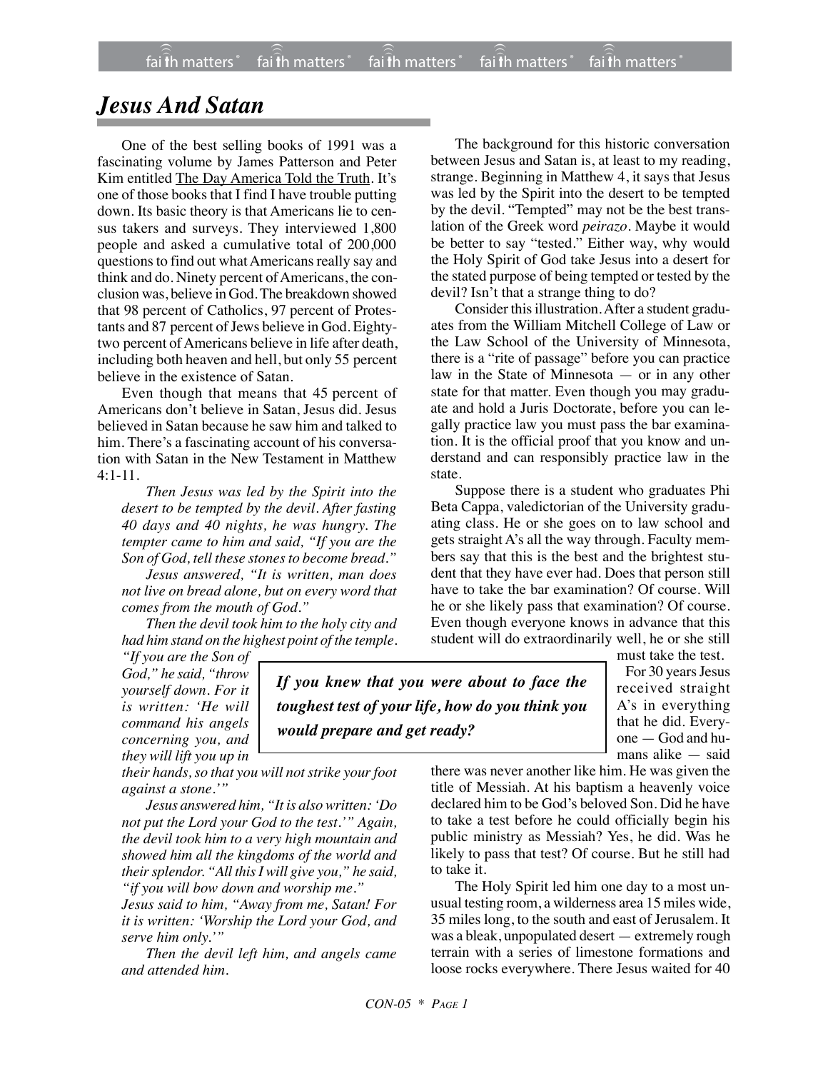# *Jesus And Satan*

One of the best selling books of 1991 was a fascinating volume by James Patterson and Peter Kim entitled The Day America Told the Truth. It's one of those books that I find I have trouble putting down. Its basic theory is that Americans lie to census takers and surveys. They interviewed 1,800 people and asked a cumulative total of 200,000 questions to find out what Americans really say and think and do. Ninety percent of Americans, the conclusion was, believe in God. The breakdown showed that 98 percent of Catholics, 97 percent of Protestants and 87 percent of Jews believe in God. Eighty-two percent of Americans believe in life after death, including both heaven and hell, but only 55 percent believe in the existence of Satan.

Even though that means that 45 percent of Americans don't believe in Satan, Jesus did. Jesus believed in Satan because he saw him and talked to him. There's a fascinating account of his conversation with Satan in the New Testament in Matthew 4:1-11.

> *Then Jesus was led by the Spirit into the desert to be tempted by the devil. After fasting 40 days and 40 nights, he was hungry. The tempter came to him and said, "If you are the Son of God, tell these stones to become bread."*
>
> *Jesus answered, "It is written, man does not live on bread alone, but on every word that comes from the mouth of God."*
>
> *Then the devil took him to the holy city and had him stand on the highest point of the temple. "If you are the Son of God," he said, "throw yourself down. For it is written: 'He will command his angels concerning you, and they will lift you up in their hands, so that you will not strike your foot against a stone.'"*
>
> *Jesus answered him, "It is also written: 'Do not put the Lord your God to the test.'" Again, the devil took him to a very high mountain and showed him all the kingdoms of the world and their splendor. "All this I will give you," he said, "if you will bow down and worship me."*
>
> *Jesus said to him, "Away from me, Satan! For it is written: 'Worship the Lord your God, and serve him only.'"*
>
> *Then the devil left him, and angels came and attended him.*

The background for this historic conversation between Jesus and Satan is, at least to my reading, strange. Beginning in Matthew 4, it says that Jesus was led by the Spirit into the desert to be tempted by the devil. "Tempted" may not be the best translation of the Greek word *peirazo*. Maybe it would be better to say "tested." Either way, why would the Holy Spirit of God take Jesus into a desert for the stated purpose of being tempted or tested by the devil? Isn't that a strange thing to do?

Consider this illustration. After a student graduates from the William Mitchell College of Law or the Law School of the University of Minnesota, there is a "rite of passage" before you can practice law in the State of Minnesota — or in any other state for that matter. Even though you may graduate and hold a Juris Doctorate, before you can legally practice law you must pass the bar examination. It is the official proof that you know and understand and can responsibly practice law in the state.

Suppose there is a student who graduates Phi Beta Cappa, valedictorian of the University graduating class. He or she goes on to law school and gets straight A's all the way through. Faculty members say that this is the best and the brightest student that they have ever had. Does that person still have to take the bar examination? Of course. Will he or she likely pass that examination? Of course. Even though everyone knows in advance that this student will do extraordinarily well, he or she still must take the test.

> ***If you knew that you were about to face the toughest test of your life, how do you think you would prepare and get ready?***

For 30 years Jesus received straight A's in everything that he did. Everyone — God and humans alike — said there was never another like him. He was given the title of Messiah. At his baptism a heavenly voice declared him to be God's beloved Son. Did he have to take a test before he could officially begin his public ministry as Messiah? Yes, he did. Was he likely to pass that test? Of course. But he still had to take it.

The Holy Spirit led him one day to a most unusual testing room, a wilderness area 15 miles wide, 35 miles long, to the south and east of Jerusalem. It was a bleak, unpopulated desert — extremely rough terrain with a series of limestone formations and loose rocks everywhere. There Jesus waited for 40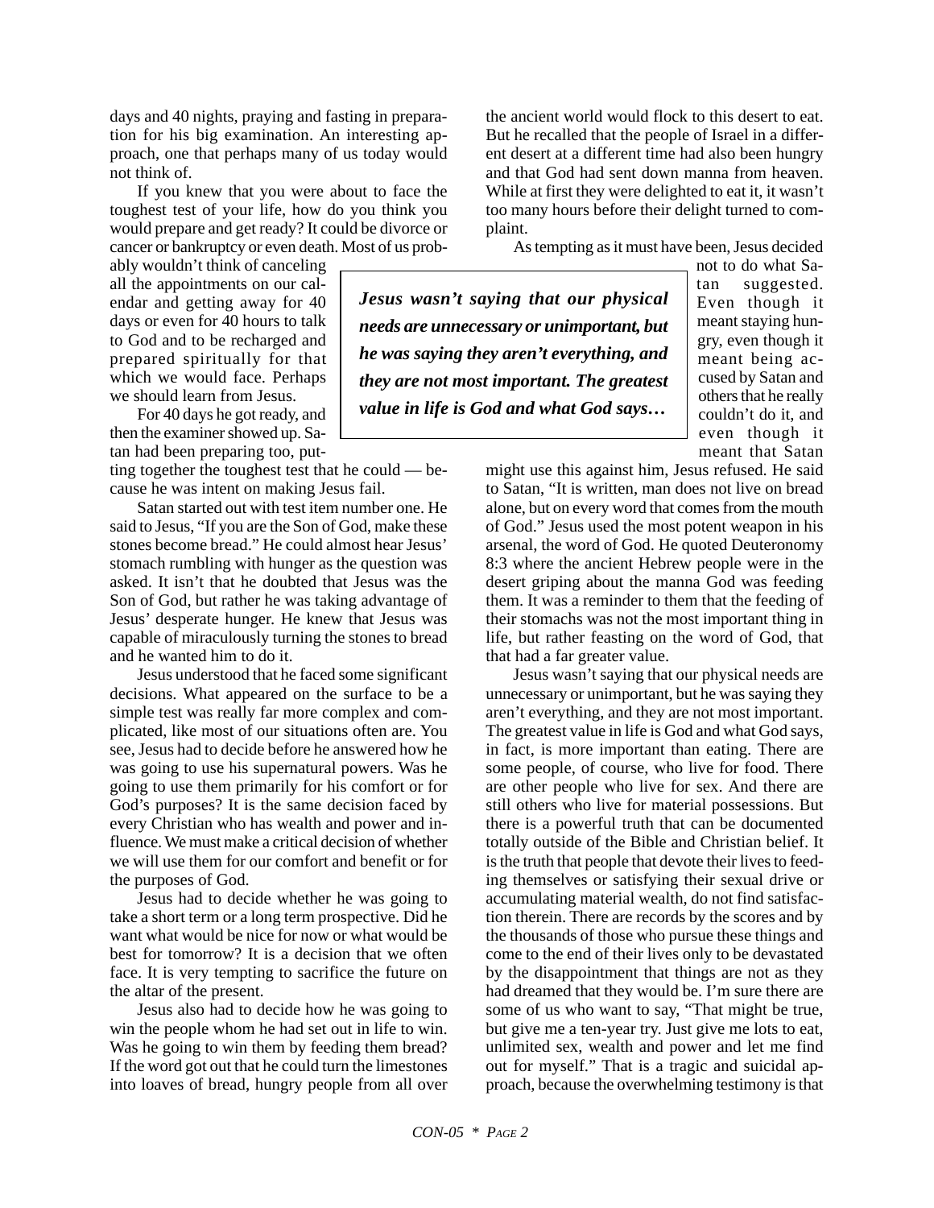days and 40 nights, praying and fasting in preparation for his big examination. An interesting approach, one that perhaps many of us today would not think of.

If you knew that you were about to face the toughest test of your life, how do you think you would prepare and get ready? It could be divorce or cancer or bankruptcy or even death. Most of us probably wouldn't think of canceling all the appointments on our calendar and getting away for 40 days or even for 40 hours to talk to God and to be recharged and prepared spiritually for that which we would face. Perhaps we should learn from Jesus.

For 40 days he got ready, and then the examiner showed up. Satan had been preparing too, putting together the toughest test that he could — because he was intent on making Jesus fail.

Satan started out with test item number one. He said to Jesus, "If you are the Son of God, make these stones become bread." He could almost hear Jesus' stomach rumbling with hunger as the question was asked. It isn't that he doubted that Jesus was the Son of God, but rather he was taking advantage of Jesus' desperate hunger. He knew that Jesus was capable of miraculously turning the stones to bread and he wanted him to do it.

Jesus understood that he faced some significant decisions. What appeared on the surface to be a simple test was really far more complex and complicated, like most of our situations often are. You see, Jesus had to decide before he answered how he was going to use his supernatural powers. Was he going to use them primarily for his comfort or for God's purposes? It is the same decision faced by every Christian who has wealth and power and influence. We must make a critical decision of whether we will use them for our comfort and benefit or for the purposes of God.

Jesus had to decide whether he was going to take a short term or a long term prospective. Did he want what would be nice for now or what would be best for tomorrow? It is a decision that we often face. It is very tempting to sacrifice the future on the altar of the present.

Jesus also had to decide how he was going to win the people whom he had set out in life to win. Was he going to win them by feeding them bread? If the word got out that he could turn the limestones into loaves of bread, hungry people from all over the ancient world would flock to this desert to eat. But he recalled that the people of Israel in a different desert at a different time had also been hungry and that God had sent down manna from heaven. While at first they were delighted to eat it, it wasn't too many hours before their delight turned to complaint.

As tempting as it must have been, Jesus decided not to do what Satan suggested. Even though it meant staying hungry, even though it meant being accused by Satan and others that he really couldn't do it, and even though it meant that Satan might use this against him, Jesus refused. He said to Satan, "It is written, man does not live on bread alone, but on every word that comes from the mouth of God." Jesus used the most potent weapon in his arsenal, the word of God. He quoted Deuteronomy 8:3 where the ancient Hebrew people were in the desert griping about the manna God was feeding them. It was a reminder to them that the feeding of their stomachs was not the most important thing in life, but rather feasting on the word of God, that that had a far greater value.

> ***Jesus wasn't saying that our physical needs are unnecessary or unimportant, but he was saying they aren't everything, and they are not most important. The greatest value in life is God and what God says…***

Jesus wasn't saying that our physical needs are unnecessary or unimportant, but he was saying they aren't everything, and they are not most important. The greatest value in life is God and what God says, in fact, is more important than eating. There are some people, of course, who live for food. There are other people who live for sex. And there are still others who live for material possessions. But there is a powerful truth that can be documented totally outside of the Bible and Christian belief. It is the truth that people that devote their lives to feeding themselves or satisfying their sexual drive or accumulating material wealth, do not find satisfaction therein. There are records by the scores and by the thousands of those who pursue these things and come to the end of their lives only to be devastated by the disappointment that things are not as they had dreamed that they would be. I'm sure there are some of us who want to say, "That might be true, but give me a ten-year try. Just give me lots to eat, unlimited sex, wealth and power and let me find out for myself." That is a tragic and suicidal approach, because the overwhelming testimony is that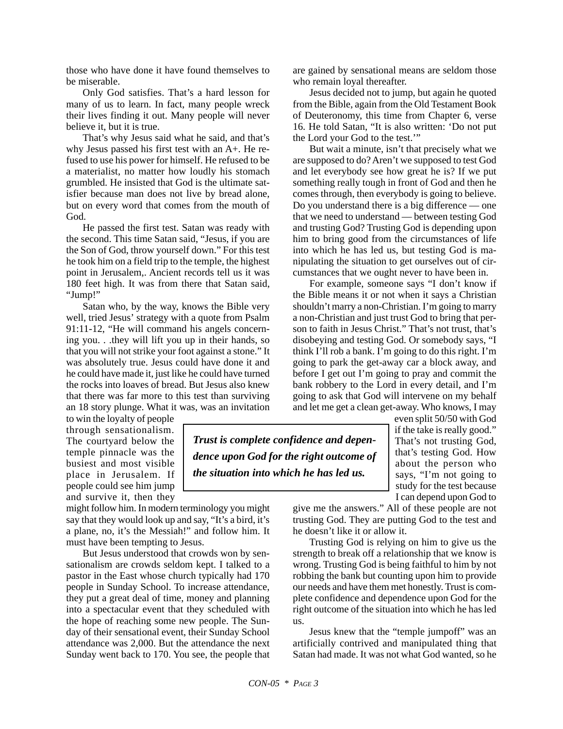those who have done it have found themselves to be miserable.

Only God satisfies. That's a hard lesson for many of us to learn. In fact, many people wreck their lives finding it out. Many people will never believe it, but it is true.

That's why Jesus said what he said, and that's why Jesus passed his first test with an A+. He refused to use his power for himself. He refused to be a materialist, no matter how loudly his stomach grumbled. He insisted that God is the ultimate satisfier because man does not live by bread alone, but on every word that comes from the mouth of God.

He passed the first test. Satan was ready with the second. This time Satan said, "Jesus, if you are the Son of God, throw yourself down." For this test he took him on a field trip to the temple, the highest point in Jerusalem,. Ancient records tell us it was 180 feet high. It was from there that Satan said, "Jump!"

Satan who, by the way, knows the Bible very well, tried Jesus' strategy with a quote from Psalm 91:11-12, "He will command his angels concerning you. . .they will lift you up in their hands, so that you will not strike your foot against a stone." It was absolutely true. Jesus could have done it and he could have made it, just like he could have turned the rocks into loaves of bread. But Jesus also knew that there was far more to this test than surviving an 18 story plunge. What it was, was an invitation to win the loyalty of people through sensationalism. The courtyard below the temple pinnacle was the busiest and most visible place in Jerusalem. If people could see him jump and survive it, then they might follow him. In modern terminology you might say that they would look up and say, "It's a bird, it's a plane, no, it's the Messiah!" and follow him. It must have been tempting to Jesus.

But Jesus understood that crowds won by sensationalism are crowds seldom kept. I talked to a pastor in the East whose church typically had 170 people in Sunday School. To increase attendance, they put a great deal of time, money and planning into a spectacular event that they scheduled with the hope of reaching some new people. The Sunday of their sensational event, their Sunday School attendance was 2,000. But the attendance the next Sunday went back to 170. You see, the people that are gained by sensational means are seldom those who remain loyal thereafter.

Jesus decided not to jump, but again he quoted from the Bible, again from the Old Testament Book of Deuteronomy, this time from Chapter 6, verse 16. He told Satan, "It is also written: 'Do not put the Lord your God to the test.'"

But wait a minute, isn't that precisely what we are supposed to do? Aren't we supposed to test God and let everybody see how great he is? If we put something really tough in front of God and then he comes through, then everybody is going to believe. Do you understand there is a big difference — one that we need to understand — between testing God and trusting God? Trusting God is depending upon him to bring good from the circumstances of life into which he has led us, but testing God is manipulating the situation to get ourselves out of circumstances that we ought never to have been in.

For example, someone says "I don't know if the Bible means it or not when it says a Christian shouldn't marry a non-Christian. I'm going to marry a non-Christian and just trust God to bring that person to faith in Jesus Christ." That's not trust, that's disobeying and testing God. Or somebody says, "I think I'll rob a bank. I'm going to do this right. I'm going to park the get-away car a block away, and before I get out I'm going to pray and commit the bank robbery to the Lord in every detail, and I'm going to ask that God will intervene on my behalf and let me get a clean get-away. Who knows, I may even split 50/50 with God if the take is really good." That's not trusting God, that's testing God. How about the person who says, "I'm not going to study for the test because I can depend upon God to give me the answers." All of these people are not trusting God. They are putting God to the test and he doesn't like it or allow it.

> ***Trust is complete confidence and dependence upon God for the right outcome of the situation into which he has led us.***

Trusting God is relying on him to give us the strength to break off a relationship that we know is wrong. Trusting God is being faithful to him by not robbing the bank but counting upon him to provide our needs and have them met honestly. Trust is complete confidence and dependence upon God for the right outcome of the situation into which he has led us.

Jesus knew that the "temple jumpoff" was an artificially contrived and manipulated thing that Satan had made. It was not what God wanted, so he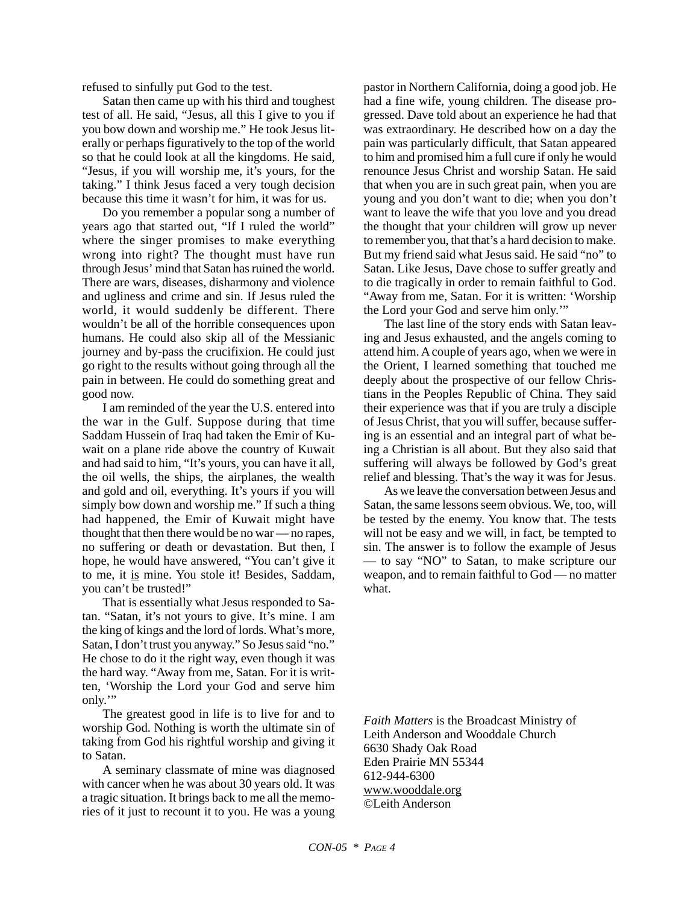refused to sinfully put God to the test.

Satan then came up with his third and toughest test of all. He said, "Jesus, all this I give to you if you bow down and worship me." He took Jesus literally or perhaps figuratively to the top of the world so that he could look at all the kingdoms. He said, "Jesus, if you will worship me, it's yours, for the taking." I think Jesus faced a very tough decision because this time it wasn't for him, it was for us.

Do you remember a popular song a number of years ago that started out, "If I ruled the world" where the singer promises to make everything wrong into right? The thought must have run through Jesus' mind that Satan has ruined the world. There are wars, diseases, disharmony and violence and ugliness and crime and sin. If Jesus ruled the world, it would suddenly be different. There wouldn't be all of the horrible consequences upon humans. He could also skip all of the Messianic journey and by-pass the crucifixion. He could just go right to the results without going through all the pain in between. He could do something great and good now.

I am reminded of the year the U.S. entered into the war in the Gulf. Suppose during that time Saddam Hussein of Iraq had taken the Emir of Kuwait on a plane ride above the country of Kuwait and had said to him, "It's yours, you can have it all, the oil wells, the ships, the airplanes, the wealth and gold and oil, everything. It's yours if you will simply bow down and worship me." If such a thing had happened, the Emir of Kuwait might have thought that then there would be no war — no rapes, no suffering or death or devastation. But then, I hope, he would have answered, "You can't give it to me, it is mine. You stole it! Besides, Saddam, you can't be trusted!"

That is essentially what Jesus responded to Satan. "Satan, it's not yours to give. It's mine. I am the king of kings and the lord of lords. What's more, Satan, I don't trust you anyway." So Jesus said "no." He chose to do it the right way, even though it was the hard way. "Away from me, Satan. For it is written, 'Worship the Lord your God and serve him only.'"

The greatest good in life is to live for and to worship God. Nothing is worth the ultimate sin of taking from God his rightful worship and giving it to Satan.

A seminary classmate of mine was diagnosed with cancer when he was about 30 years old. It was a tragic situation. It brings back to me all the memories of it just to recount it to you. He was a young pastor in Northern California, doing a good job. He had a fine wife, young children. The disease progressed. Dave told about an experience he had that was extraordinary. He described how on a day the pain was particularly difficult, that Satan appeared to him and promised him a full cure if only he would renounce Jesus Christ and worship Satan. He said that when you are in such great pain, when you are young and you don't want to die; when you don't want to leave the wife that you love and you dread the thought that your children will grow up never to remember you, that that's a hard decision to make. But my friend said what Jesus said. He said "no" to Satan. Like Jesus, Dave chose to suffer greatly and to die tragically in order to remain faithful to God. "Away from me, Satan. For it is written: 'Worship the Lord your God and serve him only.'"

The last line of the story ends with Satan leaving and Jesus exhausted, and the angels coming to attend him. A couple of years ago, when we were in the Orient, I learned something that touched me deeply about the prospective of our fellow Christians in the Peoples Republic of China. They said their experience was that if you are truly a disciple of Jesus Christ, that you will suffer, because suffering is an essential and an integral part of what being a Christian is all about. But they also said that suffering will always be followed by God's great relief and blessing. That's the way it was for Jesus.

As we leave the conversation between Jesus and Satan, the same lessons seem obvious. We, too, will be tested by the enemy. You know that. The tests will not be easy and we will, in fact, be tempted to sin. The answer is to follow the example of Jesus — to say "NO" to Satan, to make scripture our weapon, and to remain faithful to God — no matter what.

*Faith Matters* is the Broadcast Ministry of
Leith Anderson and Wooddale Church
6630 Shady Oak Road
Eden Prairie MN 55344
612-944-6300
www.wooddale.org
©Leith Anderson